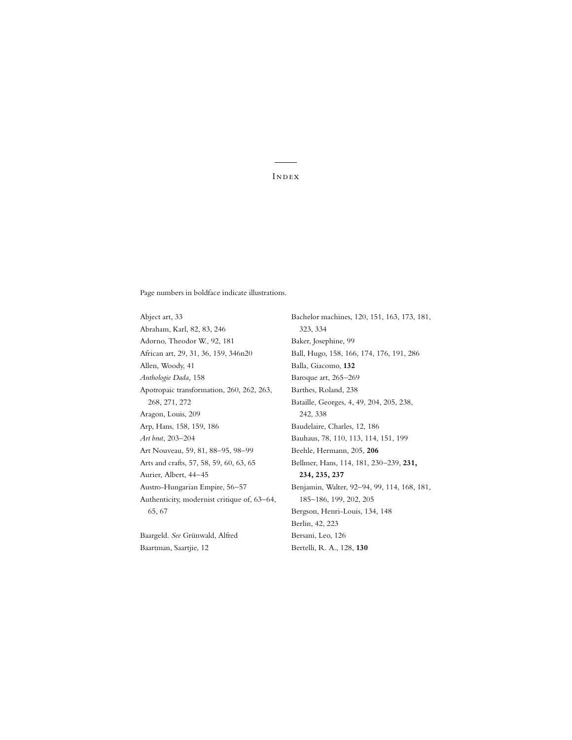# Index

Page numbers in boldface indicate illustrations.

Abject art, 33
Abraham, Karl, 82, 83, 246
Adorno, Theodor W., 92, 181
African art, 29, 31, 36, 159, 346n20
Allen, Woody, 41
*Anthologie Dada,* 158
Apotropaic transformation, 260, 262, 263, 268, 271, 272
Aragon, Louis, 209
Arp, Hans, 158, 159, 186
*Art brut,* 203–204
Art Nouveau, 59, 81, 88–95, 98–99
Arts and crafts, 57, 58, 59, 60, 63, 65
Aurier, Albert, 44–45
Austro-Hungarian Empire, 56–57
Authenticity, modernist critique of, 63–64, 65, 67

Baargeld. *See* Grünwald, Alfred
Baartman, Saartjie, 12
Bachelor machines, 120, 151, 163, 173, 181, 323, 334
Baker, Josephine, 99
Ball, Hugo, 158, 166, 174, 176, 191, 286
Balla, Giacomo, **132**
Baroque art, 265–269
Barthes, Roland, 238
Bataille, Georges, 4, 49, 204, 205, 238, 242, 338
Baudelaire, Charles, 12, 186
Bauhaus, 78, 110, 113, 114, 151, 199
Beehle, Hermann, 205, **206**
Bellmer, Hans, 114, 181, 230–239, **231, 234, 235, 237**
Benjamin, Walter, 92–94, 99, 114, 168, 181, 185–186, 199, 202, 205
Bergson, Henri-Louis, 134, 148
Berlin, 42, 223
Bersani, Leo, 126
Bertelli, R. A., 128, **130**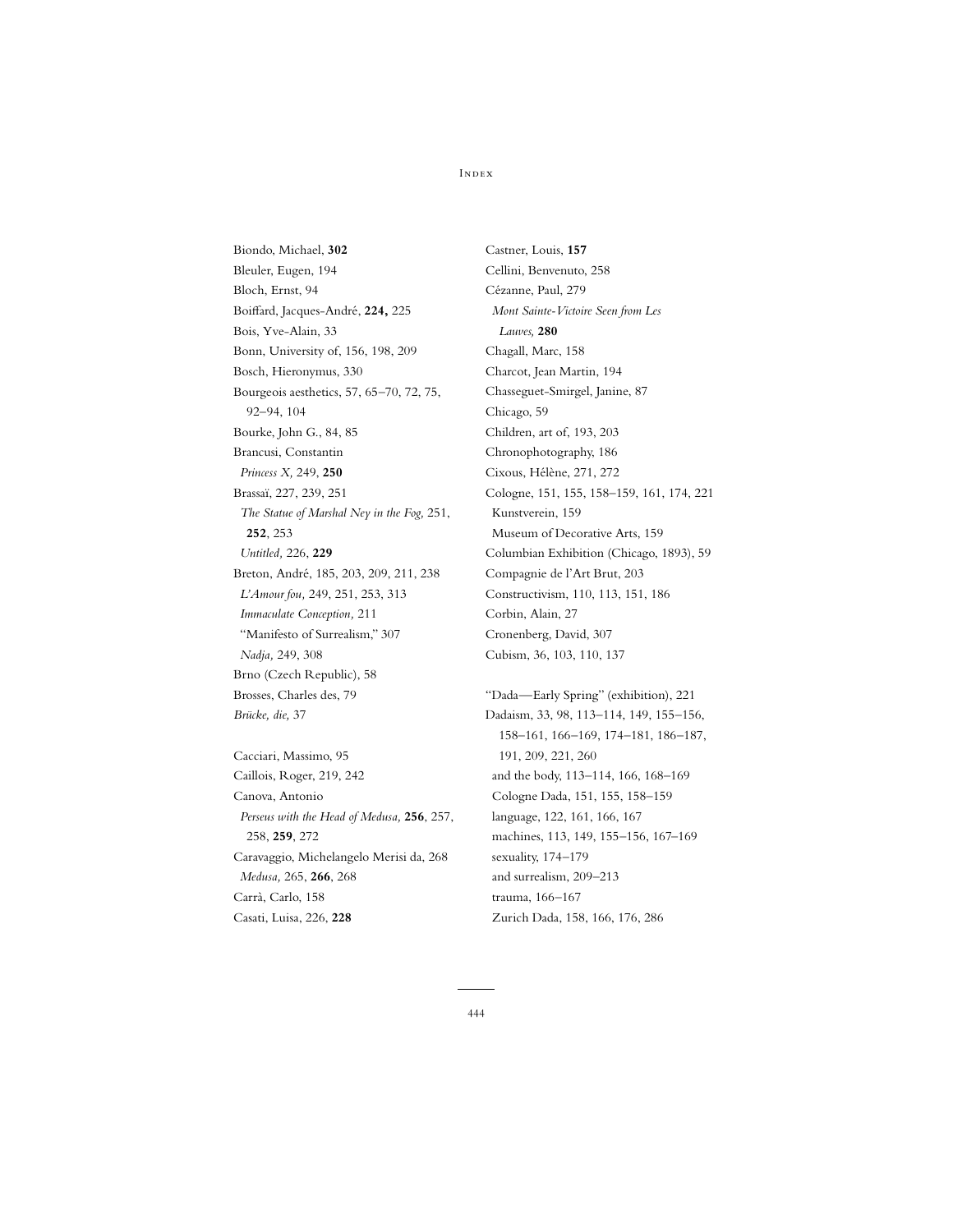Biondo, Michael, **302**
Bleuler, Eugen, 194
Bloch, Ernst, 94
Boiffard, Jacques-André, **224,** 225
Bois, Yve-Alain, 33
Bonn, University of, 156, 198, 209
Bosch, Hieronymus, 330
Bourgeois aesthetics, 57, 65–70, 72, 75, 92–94, 104
Bourke, John G., 84, 85
Brancusi, Constantin
  *Princess X,* 249, **250**
Brassaï, 227, 239, 251
  *The Statue of Marshal Ney in the Fog,* 251, **252**, 253
  *Untitled,* 226, **229**
Breton, André, 185, 203, 209, 211, 238
  *L'Amour fou,* 249, 251, 253, 313
  *Immaculate Conception,* 211
  "Manifesto of Surrealism," 307
  *Nadja,* 249, 308
Brno (Czech Republic), 58
Brosses, Charles des, 79
*Brücke, die,* 37

Cacciari, Massimo, 95
Caillois, Roger, 219, 242
Canova, Antonio
  *Perseus with the Head of Medusa,* **256**, 257, 258, **259**, 272
Caravaggio, Michelangelo Merisi da, 268
  *Medusa,* 265, **266**, 268
Carrà, Carlo, 158
Casati, Luisa, 226, **228**
Castner, Louis, **157**
Cellini, Benvenuto, 258
Cézanne, Paul, 279
  *Mont Sainte-Victoire Seen from Les Lauves,* **280**
Chagall, Marc, 158
Charcot, Jean Martin, 194
Chasseguet-Smirgel, Janine, 87
Chicago, 59
Children, art of, 193, 203
Chronophotography, 186
Cixous, Hélène, 271, 272
Cologne, 151, 155, 158–159, 161, 174, 221
  Kunstverein, 159
  Museum of Decorative Arts, 159
Columbian Exhibition (Chicago, 1893), 59
Compagnie de l'Art Brut, 203
Constructivism, 110, 113, 151, 186
Corbin, Alain, 27
Cronenberg, David, 307
Cubism, 36, 103, 110, 137

"Dada—Early Spring" (exhibition), 221
Dadaism, 33, 98, 113–114, 149, 155–156, 158–161, 166–169, 174–181, 186–187, 191, 209, 221, 260
  and the body, 113–114, 166, 168–169
  Cologne Dada, 151, 155, 158–159
  language, 122, 161, 166, 167
  machines, 113, 149, 155–156, 167–169
  sexuality, 174–179
  and surrealism, 209–213
  trauma, 166–167
  Zurich Dada, 158, 166, 176, 286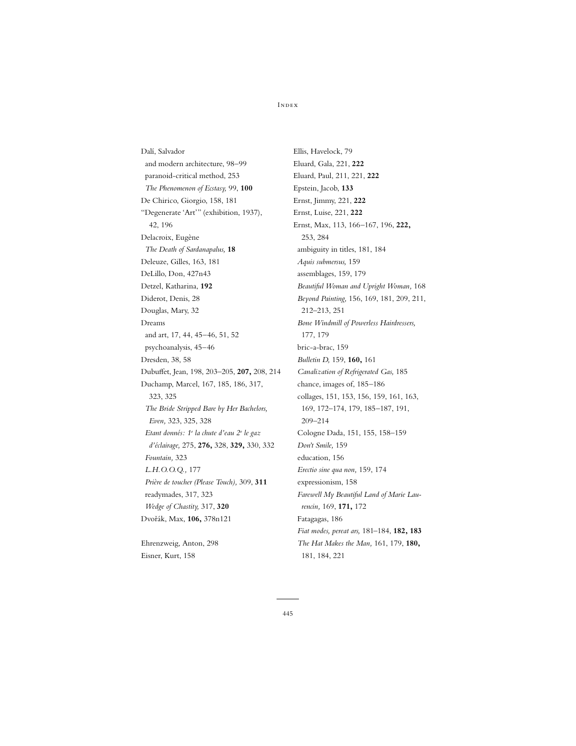Dalí, Salvador
  and modern architecture, 98–99
  paranoid-critical method, 253
  *The Phenomenon of Ecstasy,* 99, **100**
De Chirico, Giorgio, 158, 181
"Degenerate 'Art'" (exhibition, 1937), 42, 196
Delacroix, Eugène
  *The Death of Sardanapalus,* **18**
Deleuze, Gilles, 163, 181
DeLillo, Don, 427n43
Detzel, Katharina, **192**
Diderot, Denis, 28
Douglas, Mary, 32
Dreams
  and art, 17, 44, 45–46, 51, 52
  psychoanalysis, 45–46
Dresden, 38, 58
Dubuffet, Jean, 198, 203–205, **207,** 208, 214
Duchamp, Marcel, 167, 185, 186, 317, 323, 325
  *The Bride Stripped Bare by Her Bachelors, Even,* 323, 325, 328
  *Etant donnés: 1° la chute d'eau 2° le gaz d'éclairage,* 275, **276,** 328, **329,** 330, 332
  *Fountain,* 323
  *L.H.O.O.Q.,* 177
  *Prière de toucher (Please Touch),* 309, **311**
  readymades, 317, 323
  *Wedge of Chastity,* 317, **320**
Dvořák, Max, **106,** 378n121

Ehrenzweig, Anton, 298
Eisner, Kurt, 158
Ellis, Havelock, 79
Eluard, Gala, 221, **222**
Eluard, Paul, 211, 221, **222**
Epstein, Jacob, **133**
Ernst, Jimmy, 221, **222**
Ernst, Luise, 221, **222**
Ernst, Max, 113, 166–167, 196, **222,** 253, 284
  ambiguity in titles, 181, 184
  *Aquis submersus,* 159
  assemblages, 159, 179
  *Beautiful Woman and Upright Woman,* 168
  *Beyond Painting,* 156, 169, 181, 209, 211, 212–213, 251
  *Bone Windmill of Powerless Hairdressers,* 177, 179
  bric-a-brac, 159
  *Bulletin D,* 159, **160,** 161
  *Canalization of Refrigerated Gas,* 185
  chance, images of, 185–186
  collages, 151, 153, 156, 159, 161, 163, 169, 172–174, 179, 185–187, 191, 209–214
  Cologne Dada, 151, 155, 158–159
  *Don't Smile,* 159
  education, 156
  *Erectio sine qua non,* 159, 174
  expressionism, 158
  *Farewell My Beautiful Land of Marie Laurencin,* 169, **171,** 172
  Fatagagas, 186
  *Fiat modes, pereat ars,* 181–184, **182, 183**
  *The Hat Makes the Man,* 161, 179, **180,** 181, 184, 221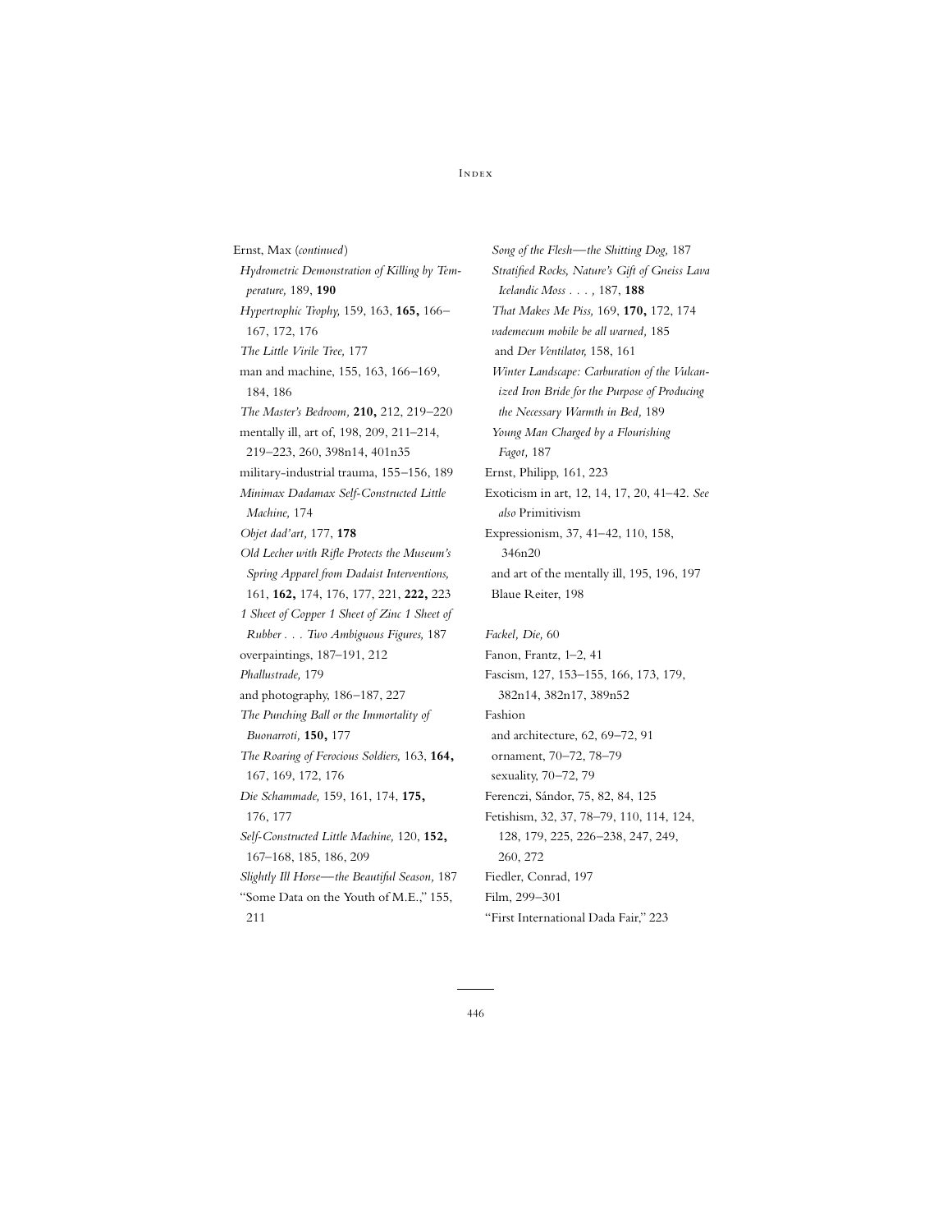Ernst, Max (*continued*)

*Hydrometric Demonstration of Killing by Temperature,* 189, **190**

*Hypertrophic Trophy,* 159, 163, **165,** 166–167, 172, 176

*The Little Virile Tree,* 177

man and machine, 155, 163, 166–169, 184, 186

*The Master's Bedroom,* **210,** 212, 219–220

mentally ill, art of, 198, 209, 211–214, 219–223, 260, 398n14, 401n35

military-industrial trauma, 155–156, 189

*Minimax Dadamax Self-Constructed Little Machine,* 174

*Objet dad'art,* 177, **178**

*Old Lecher with Rifle Protects the Museum's Spring Apparel from Dadaist Interventions,* 161, **162,** 174, 176, 177, 221, **222,** 223

*1 Sheet of Copper 1 Sheet of Zinc 1 Sheet of Rubber . . . Two Ambiguous Figures,* 187

overpaintings, 187–191, 212

*Phallustrade,* 179

and photography, 186–187, 227

*The Punching Ball or the Immortality of Buonarroti,* **150,** 177

*The Roaring of Ferocious Soldiers,* 163, **164,** 167, 169, 172, 176

*Die Schammade,* 159, 161, 174, **175,** 176, 177

*Self-Constructed Little Machine,* 120, **152,** 167–168, 185, 186, 209

*Slightly Ill Horse—the Beautiful Season,* 187

"Some Data on the Youth of M.E.," 155, 211

*Song of the Flesh—the Shitting Dog,* 187

*Stratified Rocks, Nature's Gift of Gneiss Lava Icelandic Moss . . . ,* 187, **188**

*That Makes Me Piss,* 169, **170,** 172, 174

*vademecum mobile be all warned,* 185

and *Der Ventilator,* 158, 161

*Winter Landscape: Carburation of the Vulcanized Iron Bride for the Purpose of Producing the Necessary Warmth in Bed,* 189

*Young Man Charged by a Flourishing Fagot,* 187

Ernst, Philipp, 161, 223

Exoticism in art, 12, 14, 17, 20, 41–42. *See also* Primitivism

Expressionism, 37, 41–42, 110, 158, 346n20

and art of the mentally ill, 195, 196, 197

Blaue Reiter, 198

*Fackel, Die,* 60

Fanon, Frantz, 1–2, 41

Fascism, 127, 153–155, 166, 173, 179, 382n14, 382n17, 389n52

Fashion

and architecture, 62, 69–72, 91

ornament, 70–72, 78–79

sexuality, 70–72, 79

Ferenczi, Sándor, 75, 82, 84, 125

Fetishism, 32, 37, 78–79, 110, 114, 124, 128, 179, 225, 226–238, 247, 249, 260, 272

Fiedler, Conrad, 197

Film, 299–301

"First International Dada Fair," 223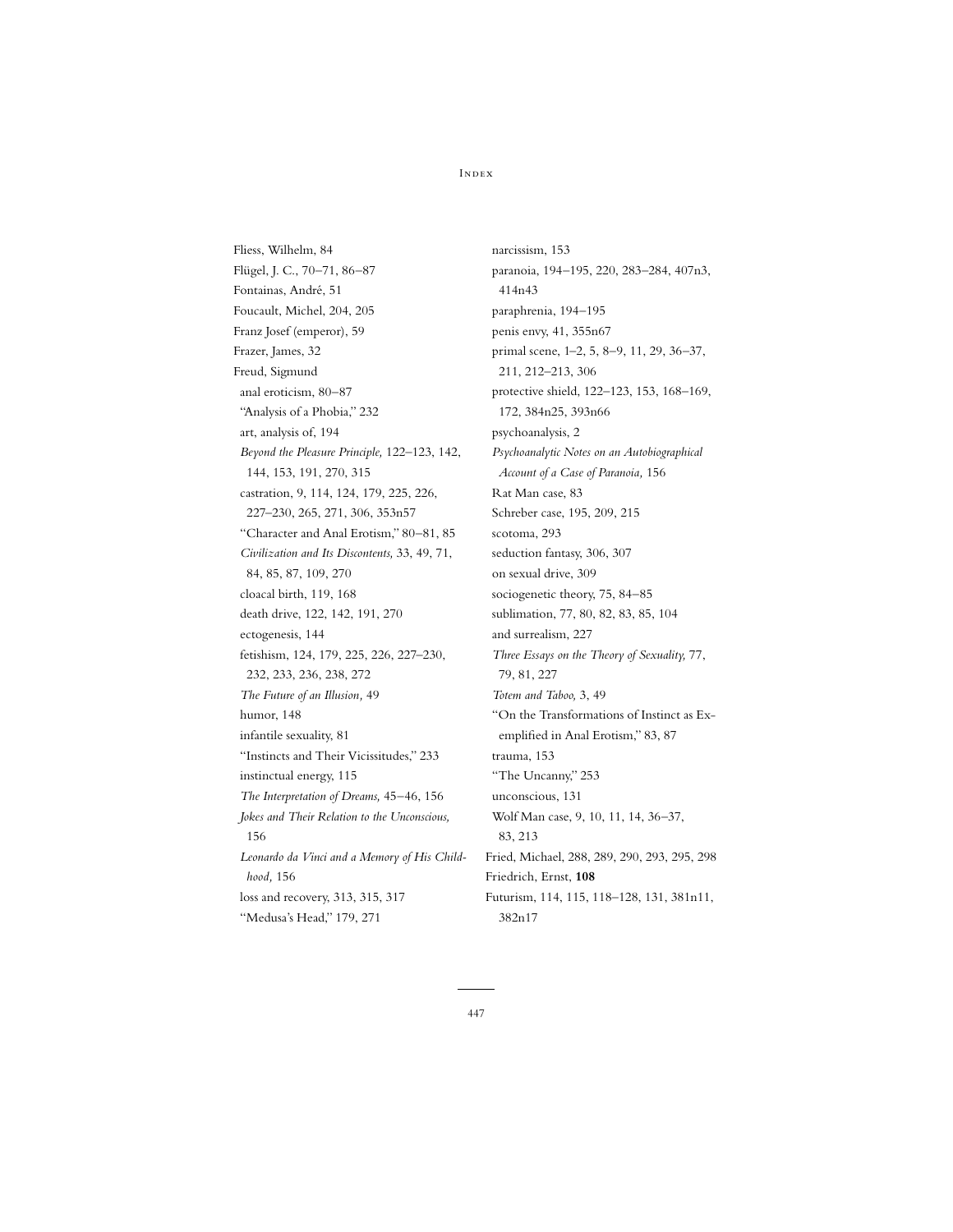Fliess, Wilhelm, 84
Flügel, J. C., 70–71, 86–87
Fontainas, André, 51
Foucault, Michel, 204, 205
Franz Josef (emperor), 59
Frazer, James, 32
Freud, Sigmund
  anal eroticism, 80–87
  "Analysis of a Phobia," 232
  art, analysis of, 194
  *Beyond the Pleasure Principle,* 122–123, 142, 144, 153, 191, 270, 315
  castration, 9, 114, 124, 179, 225, 226, 227–230, 265, 271, 306, 353n57
  "Character and Anal Erotism," 80–81, 85
  *Civilization and Its Discontents,* 33, 49, 71, 84, 85, 87, 109, 270
  cloacal birth, 119, 168
  death drive, 122, 142, 191, 270
  ectogenesis, 144
  fetishism, 124, 179, 225, 226, 227–230, 232, 233, 236, 238, 272
  *The Future of an Illusion,* 49
  humor, 148
  infantile sexuality, 81
  "Instincts and Their Vicissitudes," 233
  instinctual energy, 115
  *The Interpretation of Dreams,* 45–46, 156
  *Jokes and Their Relation to the Unconscious,* 156
  *Leonardo da Vinci and a Memory of His Childhood,* 156
  loss and recovery, 313, 315, 317
  "Medusa's Head," 179, 271
  narcissism, 153
  paranoia, 194–195, 220, 283–284, 407n3, 414n43
  paraphrenia, 194–195
  penis envy, 41, 355n67
  primal scene, 1–2, 5, 8–9, 11, 29, 36–37, 211, 212–213, 306
  protective shield, 122–123, 153, 168–169, 172, 384n25, 393n66
  psychoanalysis, 2
  *Psychoanalytic Notes on an Autobiographical Account of a Case of Paranoia,* 156
  Rat Man case, 83
  Schreber case, 195, 209, 215
  scotoma, 293
  seduction fantasy, 306, 307
  on sexual drive, 309
  sociogenetic theory, 75, 84–85
  sublimation, 77, 80, 82, 83, 85, 104
  and surrealism, 227
  *Three Essays on the Theory of Sexuality,* 77, 79, 81, 227
  *Totem and Taboo,* 3, 49
  "On the Transformations of Instinct as Exemplified in Anal Erotism," 83, 87
  trauma, 153
  "The Uncanny," 253
  unconscious, 131
  Wolf Man case, 9, 10, 11, 14, 36–37, 83, 213
Fried, Michael, 288, 289, 290, 293, 295, 298
Friedrich, Ernst, **108**
Futurism, 114, 115, 118–128, 131, 381n11, 382n17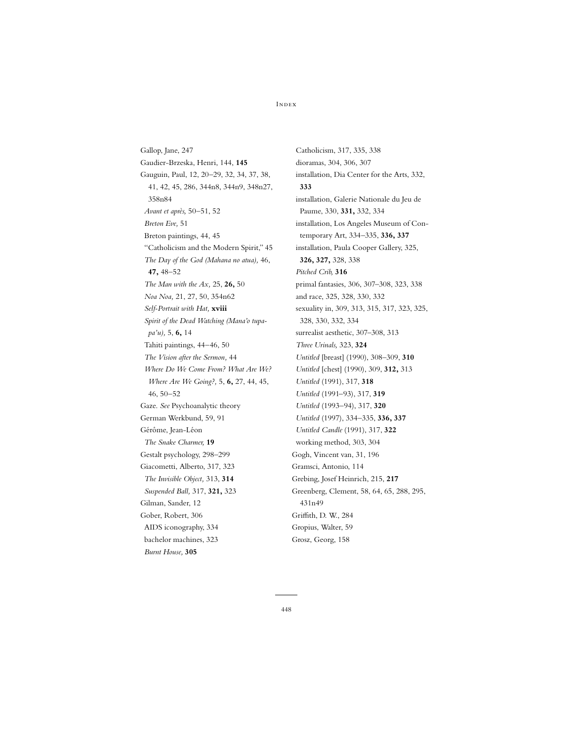Gallop, Jane, 247
Gaudier-Brzeska, Henri, 144, **145**
Gauguin, Paul, 12, 20–29, 32, 34, 37, 38, 41, 42, 45, 286, 344n8, 344n9, 348n27, 358n84
  *Avant et après,* 50–51, 52
  *Breton Eve,* 51
  Breton paintings, 44, 45
  "Catholicism and the Modern Spirit," 45
  *The Day of the God (Mahana no atua),* 46, **47,** 48–52
  *The Man with the Ax,* 25, **26,** 50
  *Noa Noa,* 21, 27, 50, 354n62
  *Self-Portrait with Hat,* **xviii**
  *Spirit of the Dead Watching (Mana'o tupapa'u),* 5, **6,** 14
  Tahiti paintings, 44–46, 50
  *The Vision after the Sermon,* 44
  *Where Do We Come From? What Are We? Where Are We Going?,* 5, **6,** 27, 44, 45, 46, 50–52
Gaze. *See* Psychoanalytic theory
German Werkbund, 59, 91
Gérôme, Jean-Léon
  *The Snake Charmer,* **19**
Gestalt psychology, 298–299
Giacometti, Alberto, 317, 323
  *The Invisible Object,* 313, **314**
  *Suspended Ball,* 317, **321,** 323
Gilman, Sander, 12
Gober, Robert, 306
  AIDS iconography, 334
  bachelor machines, 323
  *Burnt House,* **305**
  Catholicism, 317, 335, 338
  dioramas, 304, 306, 307
  installation, Dia Center for the Arts, 332, **333**
  installation, Galerie Nationale du Jeu de Paume, 330, **331,** 332, 334
  installation, Los Angeles Museum of Contemporary Art, 334–335, **336, 337**
  installation, Paula Cooper Gallery, 325, **326, 327,** 328, 338
  *Pitched Crib,* **316**
  primal fantasies, 306, 307–308, 323, 338
  and race, 325, 328, 330, 332
  sexuality in, 309, 313, 315, 317, 323, 325, 328, 330, 332, 334
  surrealist aesthetic, 307–308, 313
  *Three Urinals,* 323, **324**
  *Untitled* [breast] (1990), 308–309, **310**
  *Untitled* [chest] (1990), 309, **312,** 313
  *Untitled* (1991), 317, **318**
  *Untitled* (1991–93), 317, **319**
  *Untitled* (1993–94), 317, **320**
  *Untitled* (1997), 334–335, **336, 337**
  *Untitled Candle* (1991), 317, **322**
  working method, 303, 304
Gogh, Vincent van, 31, 196
Gramsci, Antonio, 114
Grebing, Josef Heinrich, 215, **217**
Greenberg, Clement, 58, 64, 65, 288, 295, 431n49
Griffith, D. W., 284
Gropius, Walter, 59
Grosz, Georg, 158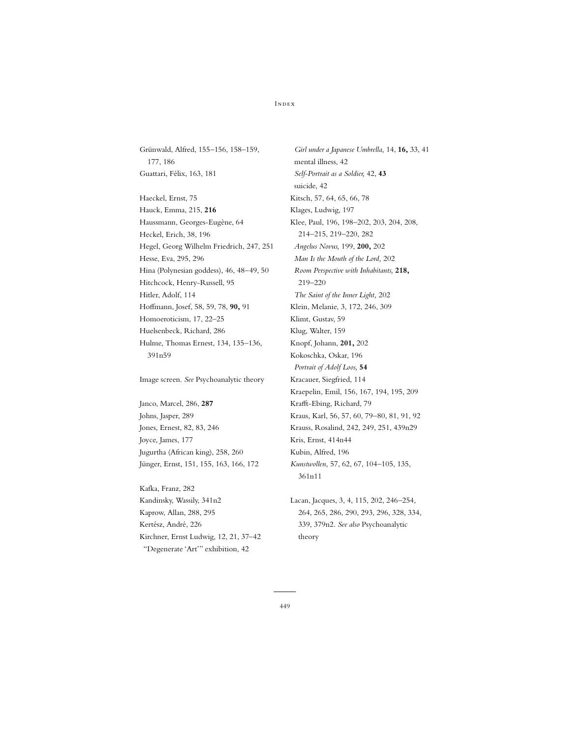Grünwald, Alfred, 155–156, 158–159, 177, 186
Guattari, Félix, 163, 181

Haeckel, Ernst, 75
Hauck, Emma, 215, **216**
Haussmann, Georges-Eugène, 64
Heckel, Erich, 38, 196
Hegel, Georg Wilhelm Friedrich, 247, 251
Hesse, Eva, 295, 296
Hina (Polynesian goddess), 46, 48–49, 50
Hitchcock, Henry-Russell, 95
Hitler, Adolf, 114
Hoffmann, Josef, 58, 59, 78, **90,** 91
Homoeroticism, 17, 22–25
Huelsenbeck, Richard, 286
Hulme, Thomas Ernest, 134, 135–136, 391n59

Image screen. *See* Psychoanalytic theory

Janco, Marcel, 286, **287**
Johns, Jasper, 289
Jones, Ernest, 82, 83, 246
Joyce, James, 177
Jugurtha (African king), 258, 260
Jünger, Ernst, 151, 155, 163, 166, 172

Kafka, Franz, 282
Kandinsky, Wassily, 341n2
Kaprow, Allan, 288, 295
Kertész, André, 226
Kirchner, Ernst Ludwig, 12, 21, 37–42
  "Degenerate 'Art'" exhibition, 42
  *Girl under a Japanese Umbrella,* 14, **16,** 33, 41
  mental illness, 42
  *Self-Portrait as a Soldier,* 42, **43**
  suicide, 42
Kitsch, 57, 64, 65, 66, 78
Klages, Ludwig, 197
Klee, Paul, 196, 198–202, 203, 204, 208, 214–215, 219–220, 282
  *Angelus Novus,* 199, **200,** 202
  *Man Is the Mouth of the Lord,* 202
  *Room Perspective with Inhabitants,* **218,** 219–220
  *The Saint of the Inner Light,* 202
Klein, Melanie, 3, 172, 246, 309
Klimt, Gustav, 59
Klug, Walter, 159
Knopf, Johann, **201,** 202
Kokoschka, Oskar, 196
  *Portrait of Adolf Loos,* **54**
Kracauer, Siegfried, 114
Kraepelin, Emil, 156, 167, 194, 195, 209
Krafft-Ebing, Richard, 79
Kraus, Karl, 56, 57, 60, 79–80, 81, 91, 92
Krauss, Rosalind, 242, 249, 251, 439n29
Kris, Ernst, 414n44
Kubin, Alfred, 196
*Kunstwollen,* 57, 62, 67, 104–105, 135, 361n11

Lacan, Jacques, 3, 4, 115, 202, 246–254, 264, 265, 286, 290, 293, 296, 328, 334, 339, 379n2. *See also* Psychoanalytic theory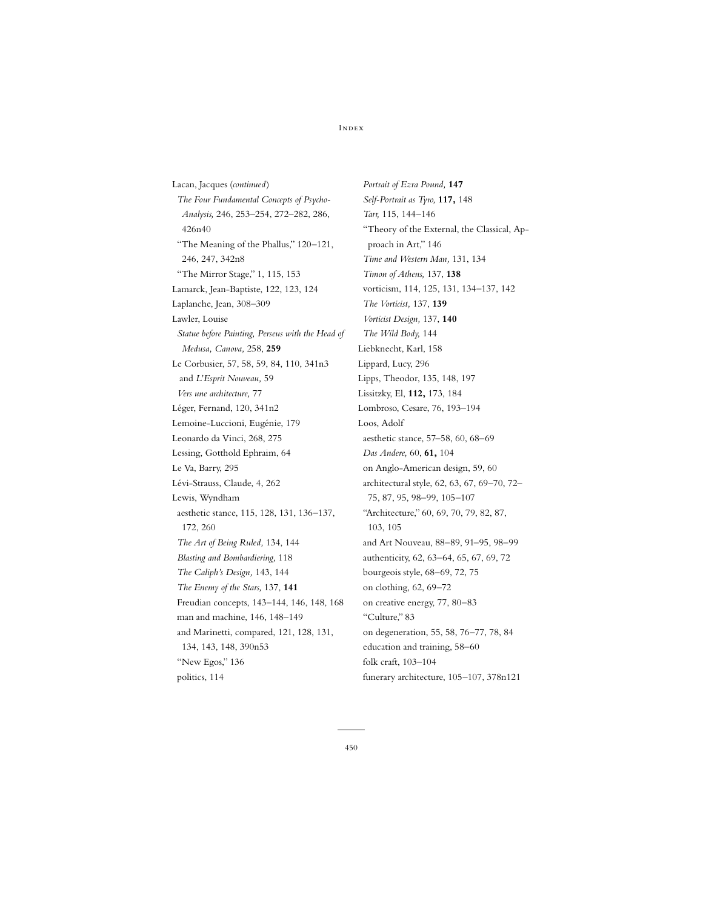Lacan, Jacques (*continued*)
  *The Four Fundamental Concepts of Psycho-Analysis,* 246, 253–254, 272–282, 286, 426n40
  "The Meaning of the Phallus," 120–121, 246, 247, 342n8
  "The Mirror Stage," 1, 115, 153
Lamarck, Jean-Baptiste, 122, 123, 124
Laplanche, Jean, 308–309
Lawler, Louise
  *Statue before Painting, Perseus with the Head of Medusa, Canova,* 258, **259**
Le Corbusier, 57, 58, 59, 84, 110, 341n3
  and *L'Esprit Nouveau,* 59
  *Vers une architecture,* 77
Léger, Fernand, 120, 341n2
Lemoine-Luccioni, Eugénie, 179
Leonardo da Vinci, 268, 275
Lessing, Gotthold Ephraim, 64
Le Va, Barry, 295
Lévi-Strauss, Claude, 4, 262
Lewis, Wyndham
  aesthetic stance, 115, 128, 131, 136–137, 172, 260
  *The Art of Being Ruled,* 134, 144
  *Blasting and Bombardiering,* 118
  *The Caliph's Design,* 143, 144
  *The Enemy of the Stars,* 137, **141**
  Freudian concepts, 143–144, 146, 148, 168
  man and machine, 146, 148–149
  and Marinetti, compared, 121, 128, 131, 134, 143, 148, 390n53
  "New Egos," 136
  politics, 114
  *Portrait of Ezra Pound,* **147**
  *Self-Portrait as Tyro,* **117,** 148
  *Tarr,* 115, 144–146
  "Theory of the External, the Classical, Approach in Art," 146
  *Time and Western Man,* 131, 134
  *Timon of Athens,* 137, **138**
  vorticism, 114, 125, 131, 134–137, 142
  *The Vorticist,* 137, **139**
  *Vorticist Design,* 137, **140**
  *The Wild Body,* 144
Liebknecht, Karl, 158
Lippard, Lucy, 296
Lipps, Theodor, 135, 148, 197
Lissitzky, El, **112,** 173, 184
Lombroso, Cesare, 76, 193–194
Loos, Adolf
  aesthetic stance, 57–58, 60, 68–69
  *Das Andere,* 60, **61,** 104
  on Anglo-American design, 59, 60
  architectural style, 62, 63, 67, 69–70, 72–75, 87, 95, 98–99, 105–107
  "Architecture," 60, 69, 70, 79, 82, 87, 103, 105
  and Art Nouveau, 88–89, 91–95, 98–99
  authenticity, 62, 63–64, 65, 67, 69, 72
  bourgeois style, 68–69, 72, 75
  on clothing, 62, 69–72
  on creative energy, 77, 80–83
  "Culture," 83
  on degeneration, 55, 58, 76–77, 78, 84
  education and training, 58–60
  folk craft, 103–104
  funerary architecture, 105–107, 378n121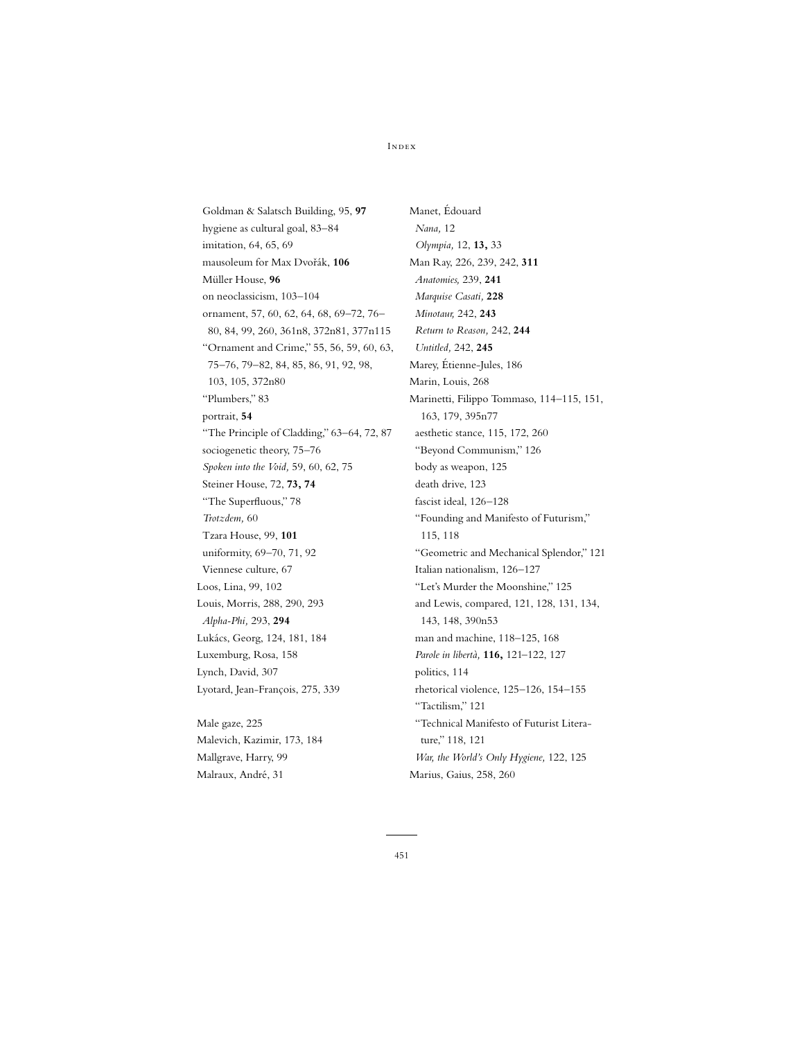Goldman & Salatsch Building, 95, **97**
hygiene as cultural goal, 83–84
imitation, 64, 65, 69
mausoleum for Max Dvořák, **106**
Müller House, **96**
on neoclassicism, 103–104
ornament, 57, 60, 62, 64, 68, 69–72, 76–80, 84, 99, 260, 361n8, 372n81, 377n115
"Ornament and Crime," 55, 56, 59, 60, 63, 75–76, 79–82, 84, 85, 86, 91, 92, 98, 103, 105, 372n80
"Plumbers," 83
portrait, **54**
"The Principle of Cladding," 63–64, 72, 87
sociogenetic theory, 75–76
*Spoken into the Void,* 59, 60, 62, 75
Steiner House, 72, **73, 74**
"The Superfluous," 78
*Trotzdem,* 60
Tzara House, 99, **101**
uniformity, 69–70, 71, 92
Viennese culture, 67

Loos, Lina, 99, 102
Louis, Morris, 288, 290, 293
*Alpha-Phi,* 293, **294**
Lukács, Georg, 124, 181, 184
Luxemburg, Rosa, 158
Lynch, David, 307
Lyotard, Jean-François, 275, 339

Male gaze, 225
Malevich, Kazimir, 173, 184
Mallgrave, Harry, 99
Malraux, André, 31
Manet, Édouard
*Nana,* 12
*Olympia,* 12, **13,** 33
Man Ray, 226, 239, 242, **311**
*Anatomies,* 239, **241**
*Marquise Casati,* **228**
*Minotaur,* 242, **243**
*Return to Reason,* 242, **244**
*Untitled,* 242, **245**
Marey, Étienne-Jules, 186
Marin, Louis, 268
Marinetti, Filippo Tommaso, 114–115, 151, 163, 179, 395n77
aesthetic stance, 115, 172, 260
"Beyond Communism," 126
body as weapon, 125
death drive, 123
fascist ideal, 126–128
"Founding and Manifesto of Futurism," 115, 118
"Geometric and Mechanical Splendor," 121
Italian nationalism, 126–127
"Let's Murder the Moonshine," 125
and Lewis, compared, 121, 128, 131, 134, 143, 148, 390n53
man and machine, 118–125, 168
*Parole in libertà,* **116,** 121–122, 127
politics, 114
rhetorical violence, 125–126, 154–155
"Tactilism," 121
"Technical Manifesto of Futurist Literature," 118, 121
*War, the World's Only Hygiene,* 122, 125

Marius, Gaius, 258, 260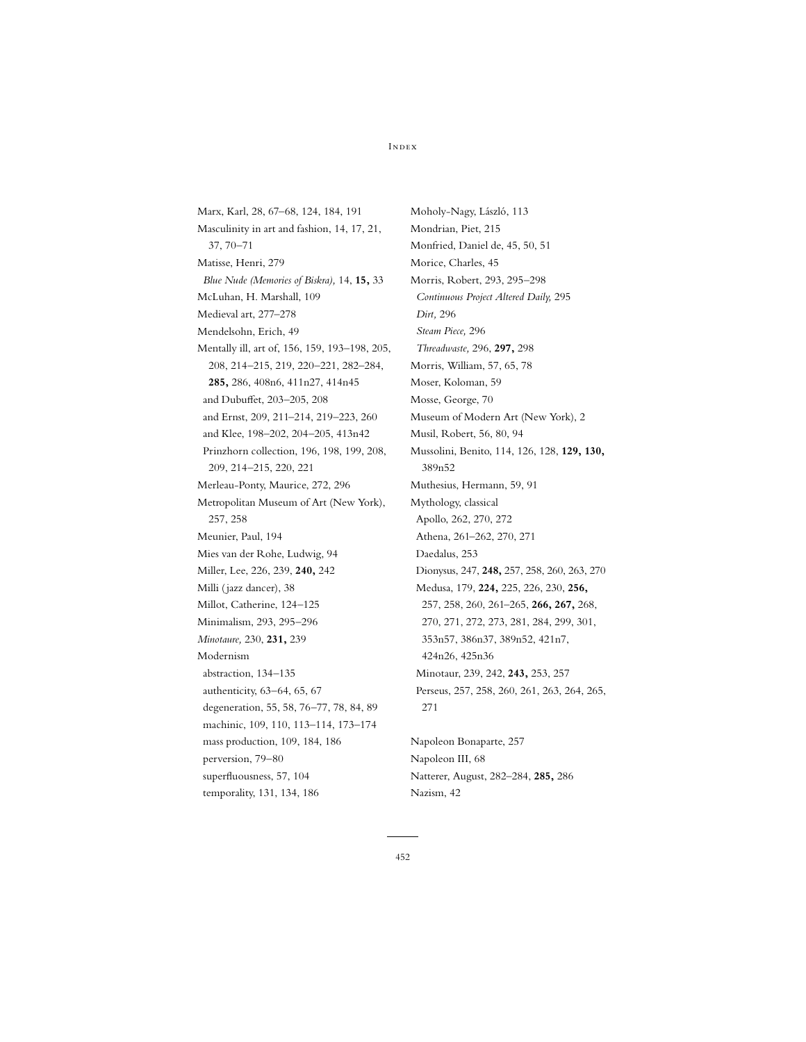Marx, Karl, 28, 67–68, 124, 184, 191
Masculinity in art and fashion, 14, 17, 21, 37, 70–71
Matisse, Henri, 279
  *Blue Nude (Memories of Biskra),* 14, **15,** 33
McLuhan, H. Marshall, 109
Medieval art, 277–278
Mendelsohn, Erich, 49
Mentally ill, art of, 156, 159, 193–198, 205, 208, 214–215, 219, 220–221, 282–284, **285,** 286, 408n6, 411n27, 414n45
  and Dubuffet, 203–205, 208
  and Ernst, 209, 211–214, 219–223, 260
  and Klee, 198–202, 204–205, 413n42
  Prinzhorn collection, 196, 198, 199, 208, 209, 214–215, 220, 221
Merleau-Ponty, Maurice, 272, 296
Metropolitan Museum of Art (New York), 257, 258
Meunier, Paul, 194
Mies van der Rohe, Ludwig, 94
Miller, Lee, 226, 239, **240,** 242
Milli (jazz dancer), 38
Millot, Catherine, 124–125
Minimalism, 293, 295–296
*Minotaure,* 230, **231,** 239
Modernism
  abstraction, 134–135
  authenticity, 63–64, 65, 67
  degeneration, 55, 58, 76–77, 78, 84, 89
  machinic, 109, 110, 113–114, 173–174
  mass production, 109, 184, 186
  perversion, 79–80
  superfluousness, 57, 104
  temporality, 131, 134, 186
Moholy-Nagy, László, 113
Mondrian, Piet, 215
Monfried, Daniel de, 45, 50, 51
Morice, Charles, 45
Morris, Robert, 293, 295–298
  *Continuous Project Altered Daily,* 295
  *Dirt,* 296
  *Steam Piece,* 296
  *Threadwaste,* 296, **297,** 298
Morris, William, 57, 65, 78
Moser, Koloman, 59
Mosse, George, 70
Museum of Modern Art (New York), 2
Musil, Robert, 56, 80, 94
Mussolini, Benito, 114, 126, 128, **129, 130,** 389n52
Muthesius, Hermann, 59, 91
Mythology, classical
  Apollo, 262, 270, 272
  Athena, 261–262, 270, 271
  Daedalus, 253
  Dionysus, 247, **248,** 257, 258, 260, 263, 270
  Medusa, 179, **224,** 225, 226, 230, **256,** 257, 258, 260, 261–265, **266, 267,** 268, 270, 271, 272, 273, 281, 284, 299, 301, 353n57, 386n37, 389n52, 421n7, 424n26, 425n36
  Minotaur, 239, 242, **243,** 253, 257
  Perseus, 257, 258, 260, 261, 263, 264, 265, 271

Napoleon Bonaparte, 257
Napoleon III, 68
Natterer, August, 282–284, **285,** 286
Nazism, 42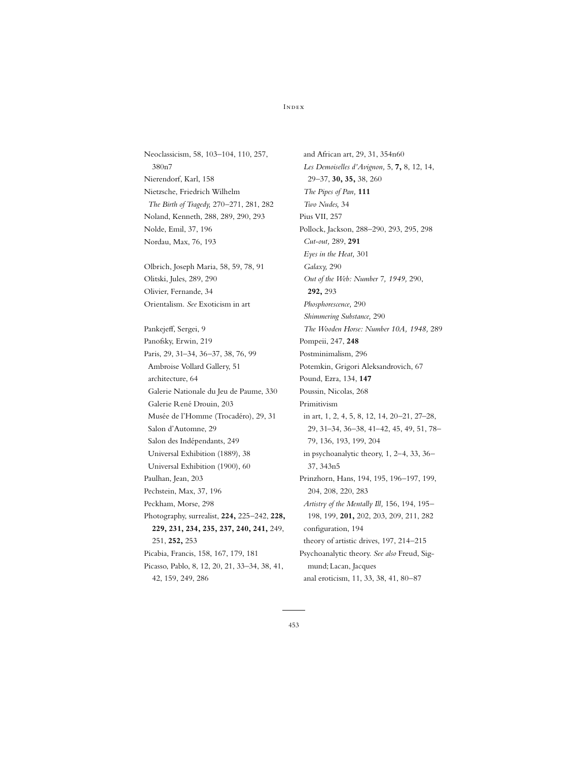Neoclassicism, 58, 103–104, 110, 257, 380n7
Nierendorf, Karl, 158
Nietzsche, Friedrich Wilhelm
  *The Birth of Tragedy,* 270–271, 281, 282
Noland, Kenneth, 288, 289, 290, 293
Nolde, Emil, 37, 196
Nordau, Max, 76, 193

Olbrich, Joseph Maria, 58, 59, 78, 91
Olitski, Jules, 289, 290
Olivier, Fernande, 34
Orientalism. *See* Exoticism in art

Pankejeff, Sergei, 9
Panofsky, Erwin, 219
Paris, 29, 31–34, 36–37, 38, 76, 99
  Ambroise Vollard Gallery, 51
  architecture, 64
  Galerie Nationale du Jeu de Paume, 330
  Galerie René Drouin, 203
  Musée de l'Homme (Trocadéro), 29, 31
  Salon d'Automne, 29
  Salon des Indépendants, 249
  Universal Exhibition (1889), 38
  Universal Exhibition (1900), 60
Paulhan, Jean, 203
Pechstein, Max, 37, 196
Peckham, Morse, 298
Photography, surrealist, **224,** 225–242, **228, 229, 231, 234, 235, 237, 240, 241,** 249, 251, **252,** 253
Picabia, Francis, 158, 167, 179, 181
Picasso, Pablo, 8, 12, 20, 21, 33–34, 38, 41, 42, 159, 249, 286
  and African art, 29, 31, 354n60
  *Les Demoiselles d'Avignon,* 5, **7,** 8, 12, 14, 29–37, **30, 35,** 38, 260
  *The Pipes of Pan,* **111**
  *Two Nudes,* 34
Pius VII, 257
Pollock, Jackson, 288–290, 293, 295, 298
  *Cut-out,* 289, **291**
  *Eyes in the Heat,* 301
  *Galaxy,* 290
  *Out of the Web: Number 7, 1949,* 290, **292,** 293
  *Phosphorescence,* 290
  *Shimmering Substance,* 290
  *The Wooden Horse: Number 10A, 1948,* 289
Pompeii, 247, **248**
Postminimalism, 296
Potemkin, Grigori Aleksandrovich, 67
Pound, Ezra, 134, **147**
Poussin, Nicolas, 268
Primitivism
  in art, 1, 2, 4, 5, 8, 12, 14, 20–21, 27–28, 29, 31–34, 36–38, 41–42, 45, 49, 51, 78–79, 136, 193, 199, 204
  in psychoanalytic theory, 1, 2–4, 33, 36–37, 343n5
Prinzhorn, Hans, 194, 195, 196–197, 199, 204, 208, 220, 283
  *Artistry of the Mentally Ill,* 156, 194, 195–198, 199, **201,** 202, 203, 209, 211, 282
  configuration, 194
  theory of artistic drives, 197, 214–215
Psychoanalytic theory. *See also* Freud, Sigmund; Lacan, Jacques
  anal eroticism, 11, 33, 38, 41, 80–87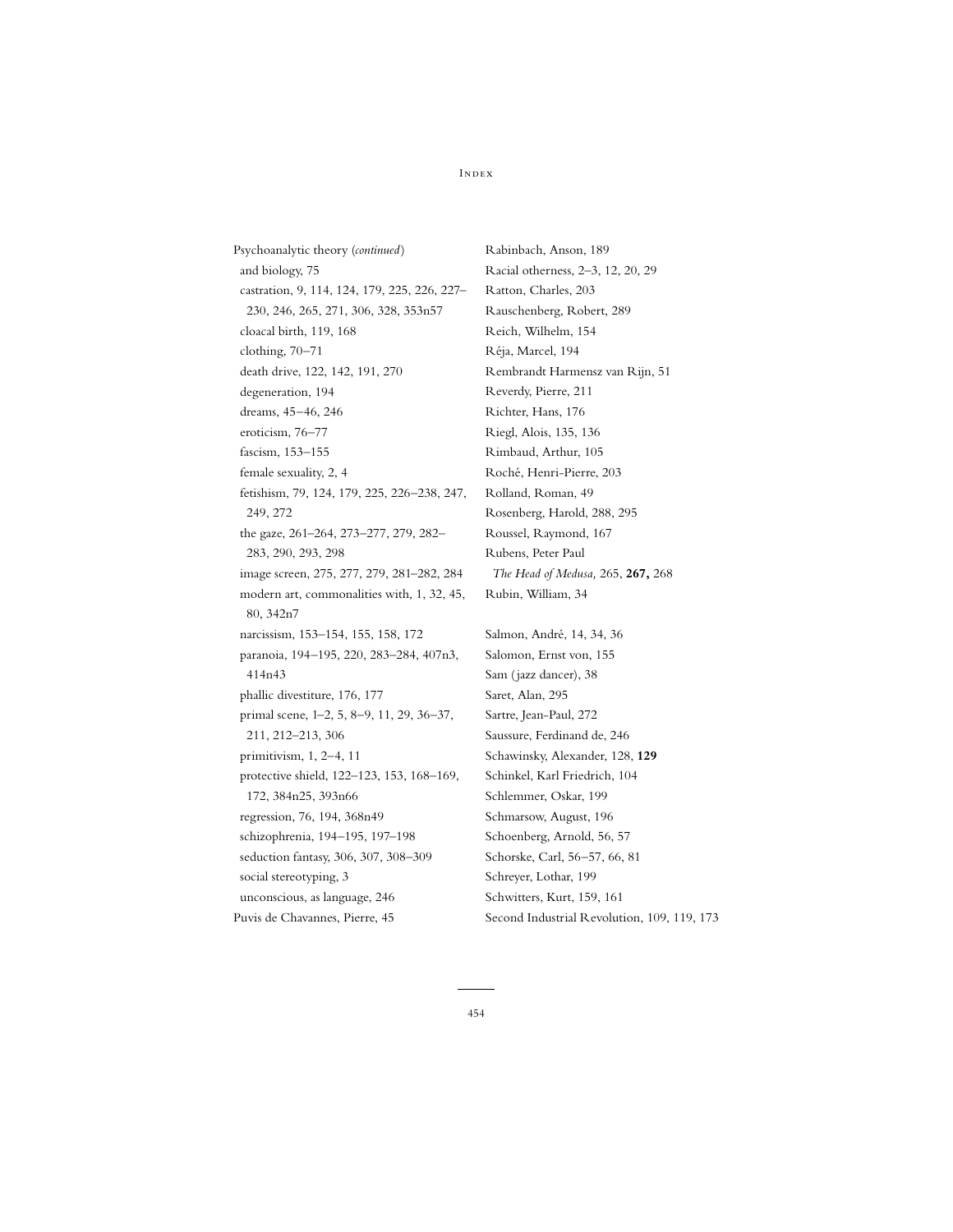Psychoanalytic theory (*continued*)
- and biology, 75
- castration, 9, 114, 124, 179, 225, 226, 227–230, 246, 265, 271, 306, 328, 353n57
- cloacal birth, 119, 168
- clothing, 70–71
- death drive, 122, 142, 191, 270
- degeneration, 194
- dreams, 45–46, 246
- eroticism, 76–77
- fascism, 153–155
- female sexuality, 2, 4
- fetishism, 79, 124, 179, 225, 226–238, 247, 249, 272
- the gaze, 261–264, 273–277, 279, 282–283, 290, 293, 298
- image screen, 275, 277, 279, 281–282, 284
- modern art, commonalities with, 1, 32, 45, 80, 342n7
- narcissism, 153–154, 155, 158, 172
- paranoia, 194–195, 220, 283–284, 407n3, 414n43
- phallic divestiture, 176, 177
- primal scene, 1–2, 5, 8–9, 11, 29, 36–37, 211, 212–213, 306
- primitivism, 1, 2–4, 11
- protective shield, 122–123, 153, 168–169, 172, 384n25, 393n66
- regression, 76, 194, 368n49
- schizophrenia, 194–195, 197–198
- seduction fantasy, 306, 307, 308–309
- social stereotyping, 3
- unconscious, as language, 246

Puvis de Chavannes, Pierre, 45

Rabinbach, Anson, 189
Racial otherness, 2–3, 12, 20, 29
Ratton, Charles, 203
Rauschenberg, Robert, 289
Reich, Wilhelm, 154
Réja, Marcel, 194
Rembrandt Harmensz van Rijn, 51
Reverdy, Pierre, 211
Richter, Hans, 176
Riegl, Alois, 135, 136
Rimbaud, Arthur, 105
Roché, Henri-Pierre, 203
Rolland, Roman, 49
Rosenberg, Harold, 288, 295
Roussel, Raymond, 167
Rubens, Peter Paul
- *The Head of Medusa,* 265, **267,** 268

Rubin, William, 34

Salmon, André, 14, 34, 36
Salomon, Ernst von, 155
Sam (jazz dancer), 38
Saret, Alan, 295
Sartre, Jean-Paul, 272
Saussure, Ferdinand de, 246
Schawinsky, Alexander, 128, **129**
Schinkel, Karl Friedrich, 104
Schlemmer, Oskar, 199
Schmarsow, August, 196
Schoenberg, Arnold, 56, 57
Schorske, Carl, 56–57, 66, 81
Schreyer, Lothar, 199
Schwitters, Kurt, 159, 161
Second Industrial Revolution, 109, 119, 173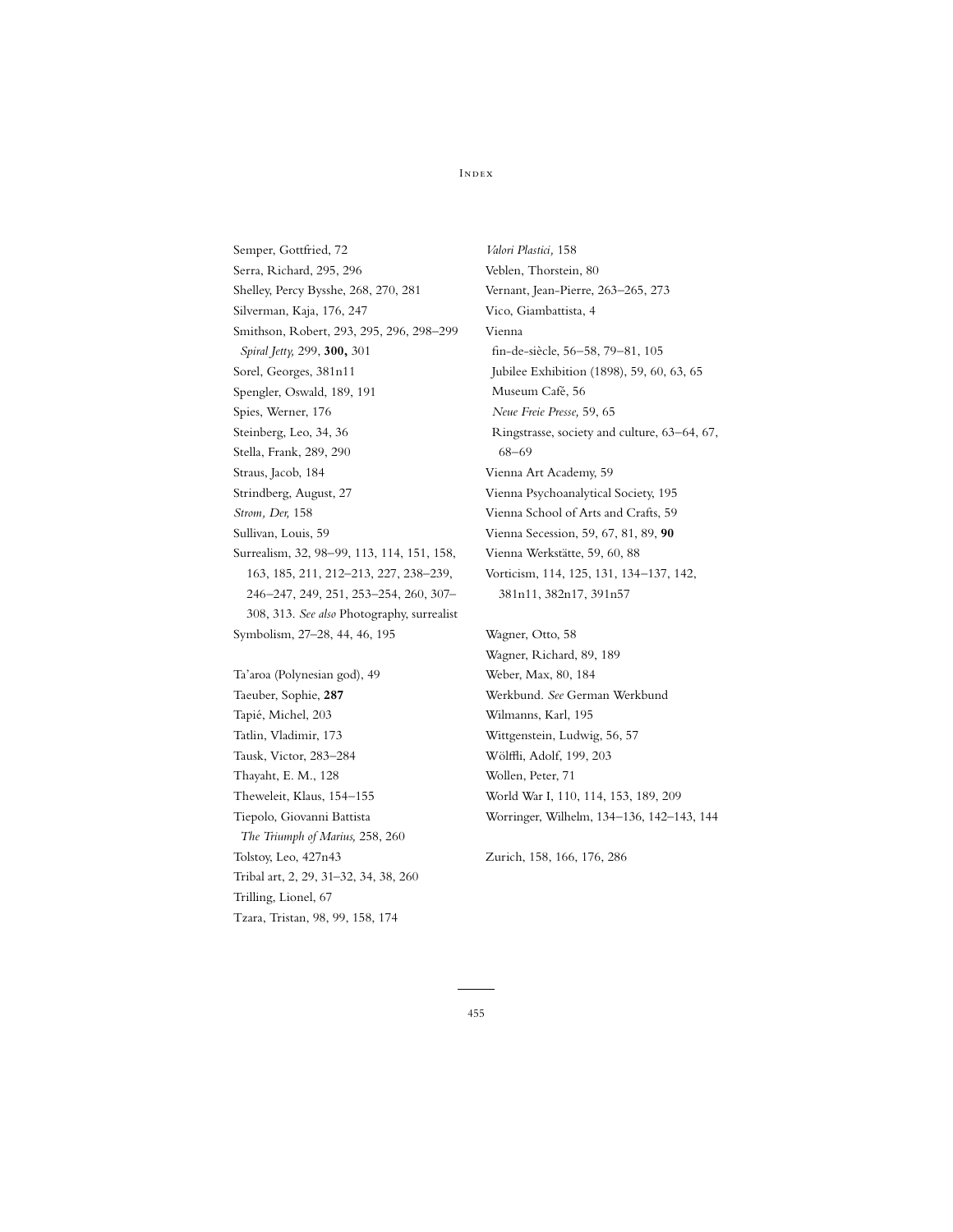Semper, Gottfried, 72
Serra, Richard, 295, 296
Shelley, Percy Bysshe, 268, 270, 281
Silverman, Kaja, 176, 247
Smithson, Robert, 293, 295, 296, 298–299
  *Spiral Jetty,* 299, **300,** 301
Sorel, Georges, 381n11
Spengler, Oswald, 189, 191
Spies, Werner, 176
Steinberg, Leo, 34, 36
Stella, Frank, 289, 290
Straus, Jacob, 184
Strindberg, August, 27
*Strom, Der,* 158
Sullivan, Louis, 59
Surrealism, 32, 98–99, 113, 114, 151, 158, 163, 185, 211, 212–213, 227, 238–239, 246–247, 249, 251, 253–254, 260, 307–308, 313. *See also* Photography, surrealist
Symbolism, 27–28, 44, 46, 195

Ta'aroa (Polynesian god), 49
Taeuber, Sophie, **287**
Tapié, Michel, 203
Tatlin, Vladimir, 173
Tausk, Victor, 283–284
Thayaht, E. M., 128
Theweleit, Klaus, 154–155
Tiepolo, Giovanni Battista
  *The Triumph of Marius,* 258, 260
Tolstoy, Leo, 427n43
Tribal art, 2, 29, 31–32, 34, 38, 260
Trilling, Lionel, 67
Tzara, Tristan, 98, 99, 158, 174

*Valori Plastici,* 158
Veblen, Thorstein, 80
Vernant, Jean-Pierre, 263–265, 273
Vico, Giambattista, 4
Vienna
  fin-de-siècle, 56–58, 79–81, 105
  Jubilee Exhibition (1898), 59, 60, 63, 65
  Museum Café, 56
  *Neue Freie Presse,* 59, 65
  Ringstrasse, society and culture, 63–64, 67, 68–69
Vienna Art Academy, 59
Vienna Psychoanalytical Society, 195
Vienna School of Arts and Crafts, 59
Vienna Secession, 59, 67, 81, 89, **90**
Vienna Werkstätte, 59, 60, 88
Vorticism, 114, 125, 131, 134–137, 142, 381n11, 382n17, 391n57

Wagner, Otto, 58
Wagner, Richard, 89, 189
Weber, Max, 80, 184
Werkbund. *See* German Werkbund
Wilmanns, Karl, 195
Wittgenstein, Ludwig, 56, 57
Wölffli, Adolf, 199, 203
Wollen, Peter, 71
World War I, 110, 114, 153, 189, 209
Worringer, Wilhelm, 134–136, 142–143, 144

Zurich, 158, 166, 176, 286